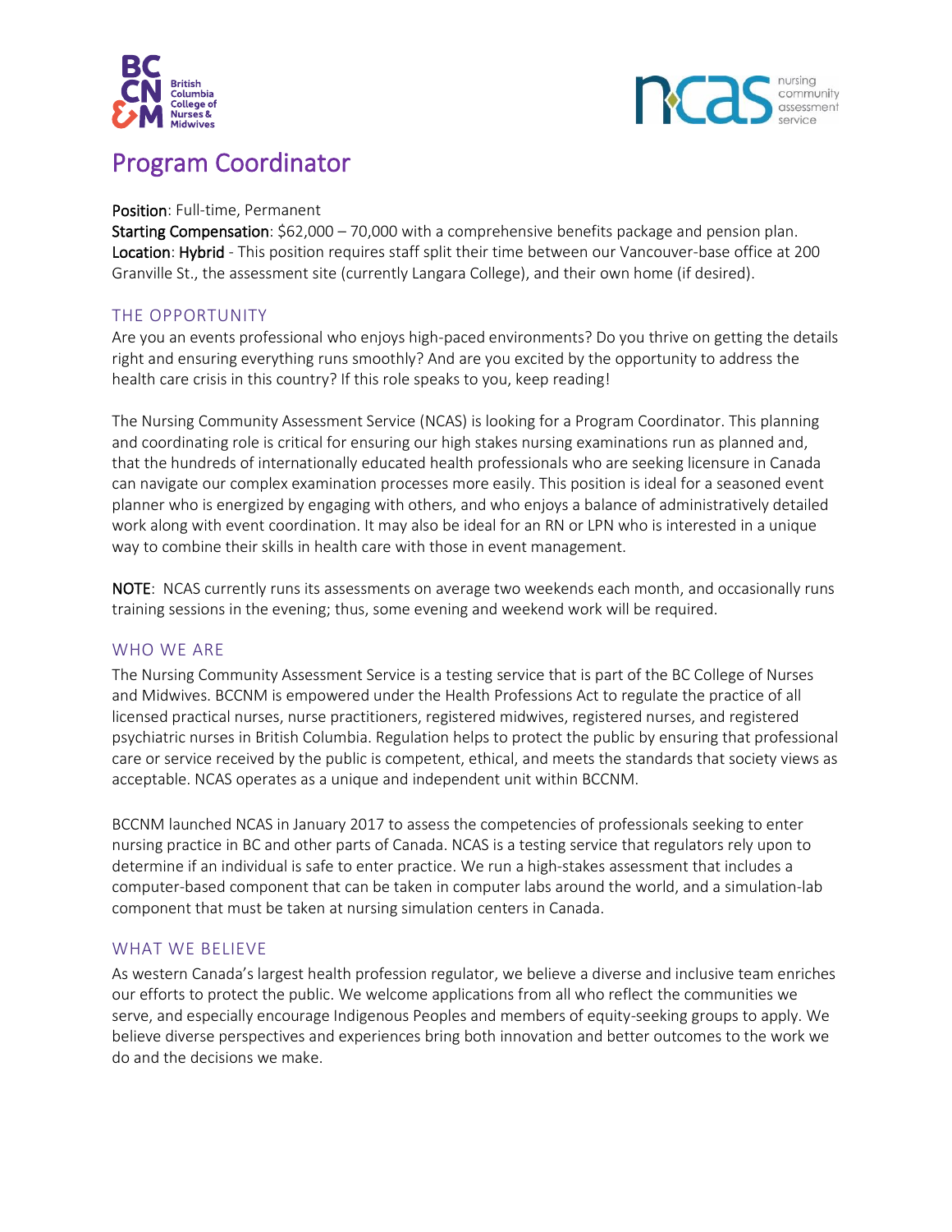# Program Coordinator

**Position**: Full-time, Permanent
**Starting Compensation**: $62,000 – 70,000 with a comprehensive benefits package and pension plan.
**Location**: **Hybrid** - This position requires staff split their time between our Vancouver-base office at 200 Granville St., the assessment site (currently Langara College), and their own home (if desired).

## THE OPPORTUNITY

Are you an events professional who enjoys high-paced environments? Do you thrive on getting the details right and ensuring everything runs smoothly? And are you excited by the opportunity to address the health care crisis in this country? If this role speaks to you, keep reading!

The Nursing Community Assessment Service (NCAS) is looking for a Program Coordinator. This planning and coordinating role is critical for ensuring our high stakes nursing examinations run as planned and, that the hundreds of internationally educated health professionals who are seeking licensure in Canada can navigate our complex examination processes more easily. This position is ideal for a seasoned event planner who is energized by engaging with others, and who enjoys a balance of administratively detailed work along with event coordination. It may also be ideal for an RN or LPN who is interested in a unique way to combine their skills in health care with those in event management.

**NOTE**: NCAS currently runs its assessments on average two weekends each month, and occasionally runs training sessions in the evening; thus, some evening and weekend work will be required.

## WHO WE ARE

The Nursing Community Assessment Service is a testing service that is part of the BC College of Nurses and Midwives. BCCNM is empowered under the Health Professions Act to regulate the practice of all licensed practical nurses, nurse practitioners, registered midwives, registered nurses, and registered psychiatric nurses in British Columbia. Regulation helps to protect the public by ensuring that professional care or service received by the public is competent, ethical, and meets the standards that society views as acceptable. NCAS operates as a unique and independent unit within BCCNM.

BCCNM launched NCAS in January 2017 to assess the competencies of professionals seeking to enter nursing practice in BC and other parts of Canada. NCAS is a testing service that regulators rely upon to determine if an individual is safe to enter practice. We run a high-stakes assessment that includes a computer-based component that can be taken in computer labs around the world, and a simulation-lab component that must be taken at nursing simulation centers in Canada.

## WHAT WE BELIEVE

As western Canada's largest health profession regulator, we believe a diverse and inclusive team enriches our efforts to protect the public. We welcome applications from all who reflect the communities we serve, and especially encourage Indigenous Peoples and members of equity-seeking groups to apply. We believe diverse perspectives and experiences bring both innovation and better outcomes to the work we do and the decisions we make.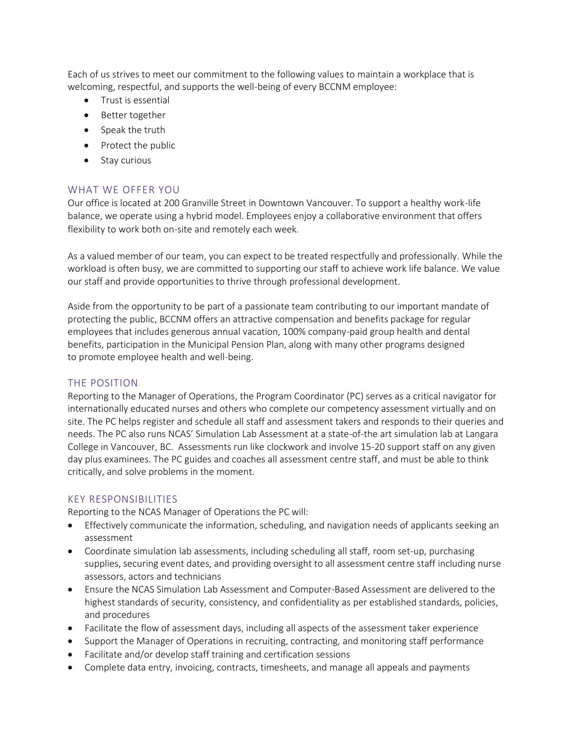Each of us strives to meet our commitment to the following values to maintain a workplace that is welcoming, respectful, and supports the well-being of every BCCNM employee:

- Trust is essential
- Better together
- Speak the truth
- Protect the public
- Stay curious

## WHAT WE OFFER YOU

Our office is located at 200 Granville Street in Downtown Vancouver. To support a healthy work-life balance, we operate using a hybrid model. Employees enjoy a collaborative environment that offers flexibility to work both on-site and remotely each week.

As a valued member of our team, you can expect to be treated respectfully and professionally. While the workload is often busy, we are committed to supporting our staff to achieve work life balance. We value our staff and provide opportunities to thrive through professional development.

Aside from the opportunity to be part of a passionate team contributing to our important mandate of protecting the public, BCCNM offers an attractive compensation and benefits package for regular employees that includes generous annual vacation, 100% company-paid group health and dental benefits, participation in the Municipal Pension Plan, along with many other programs designed to promote employee health and well-being.

## THE POSITION

Reporting to the Manager of Operations, the Program Coordinator (PC) serves as a critical navigator for internationally educated nurses and others who complete our competency assessment virtually and on site. The PC helps register and schedule all staff and assessment takers and responds to their queries and needs. The PC also runs NCAS' Simulation Lab Assessment at a state-of-the art simulation lab at Langara College in Vancouver, BC. Assessments run like clockwork and involve 15-20 support staff on any given day plus examinees. The PC guides and coaches all assessment centre staff, and must be able to think critically, and solve problems in the moment.

## KEY RESPONSIBILITIES

Reporting to the NCAS Manager of Operations the PC will:

- Effectively communicate the information, scheduling, and navigation needs of applicants seeking an assessment
- Coordinate simulation lab assessments, including scheduling all staff, room set-up, purchasing supplies, securing event dates, and providing oversight to all assessment centre staff including nurse assessors, actors and technicians
- Ensure the NCAS Simulation Lab Assessment and Computer-Based Assessment are delivered to the highest standards of security, consistency, and confidentiality as per established standards, policies, and procedures
- Facilitate the flow of assessment days, including all aspects of the assessment taker experience
- Support the Manager of Operations in recruiting, contracting, and monitoring staff performance
- Facilitate and/or develop staff training and certification sessions
- Complete data entry, invoicing, contracts, timesheets, and manage all appeals and payments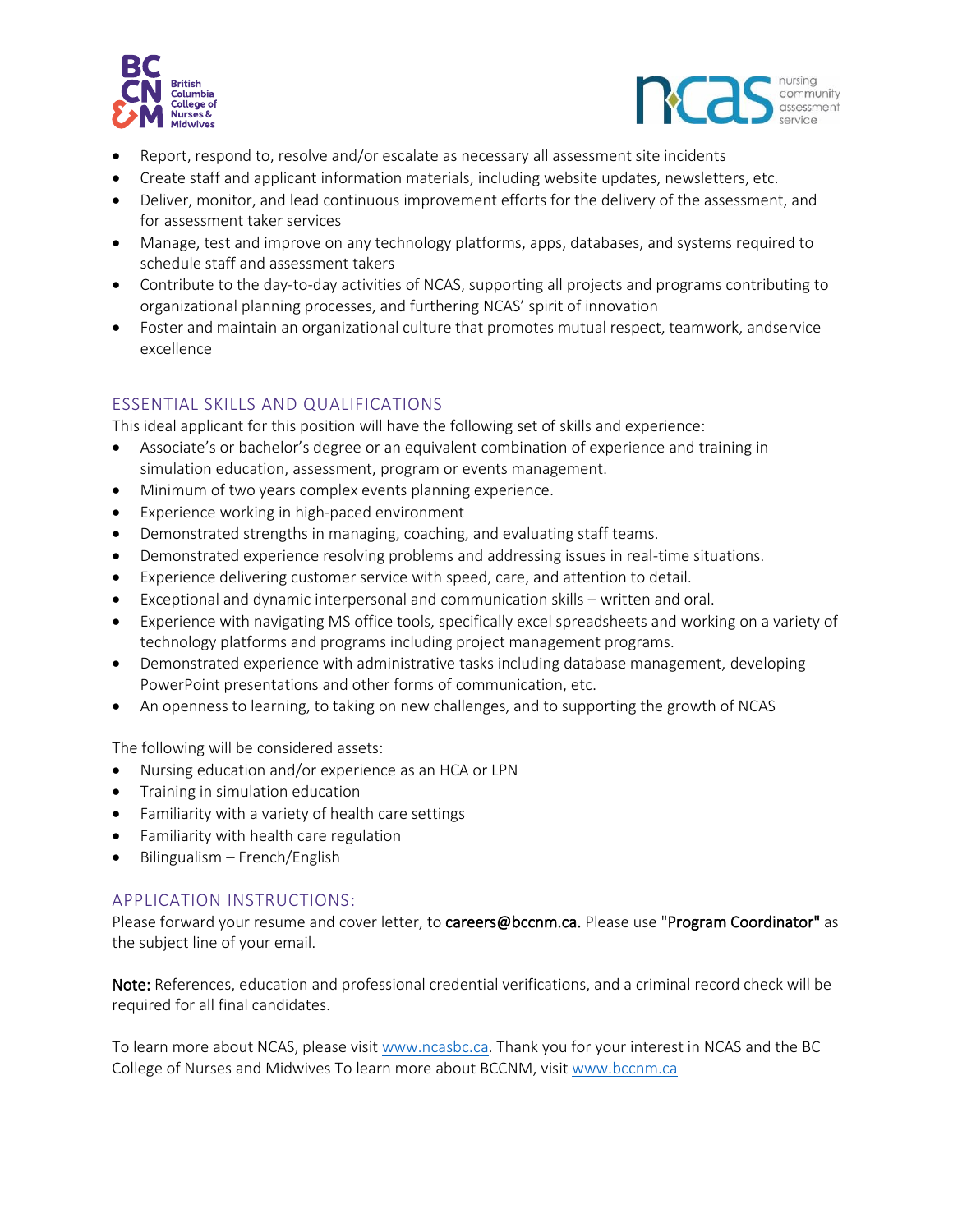- Report, respond to, resolve and/or escalate as necessary all assessment site incidents
- Create staff and applicant information materials, including website updates, newsletters, etc.
- Deliver, monitor, and lead continuous improvement efforts for the delivery of the assessment, and for assessment taker services
- Manage, test and improve on any technology platforms, apps, databases, and systems required to schedule staff and assessment takers
- Contribute to the day-to-day activities of NCAS, supporting all projects and programs contributing to organizational planning processes, and furthering NCAS' spirit of innovation
- Foster and maintain an organizational culture that promotes mutual respect, teamwork, andservice excellence

## ESSENTIAL SKILLS AND QUALIFICATIONS

This ideal applicant for this position will have the following set of skills and experience:

- Associate's or bachelor's degree or an equivalent combination of experience and training in simulation education, assessment, program or events management.
- Minimum of two years complex events planning experience.
- Experience working in high-paced environment
- Demonstrated strengths in managing, coaching, and evaluating staff teams.
- Demonstrated experience resolving problems and addressing issues in real-time situations.
- Experience delivering customer service with speed, care, and attention to detail.
- Exceptional and dynamic interpersonal and communication skills – written and oral.
- Experience with navigating MS office tools, specifically excel spreadsheets and working on a variety of technology platforms and programs including project management programs.
- Demonstrated experience with administrative tasks including database management, developing PowerPoint presentations and other forms of communication, etc.
- An openness to learning, to taking on new challenges, and to supporting the growth of NCAS

The following will be considered assets:

- Nursing education and/or experience as an HCA or LPN
- Training in simulation education
- Familiarity with a variety of health care settings
- Familiarity with health care regulation
- Bilingualism – French/English

## APPLICATION INSTRUCTIONS:

Please forward your resume and cover letter, to **careers@bccnm.ca.** Please use "**Program Coordinator"** as the subject line of your email.

**Note:** References, education and professional credential verifications, and a criminal record check will be required for all final candidates.

To learn more about NCAS, please visit www.ncasbc.ca. Thank you for your interest in NCAS and the BC College of Nurses and Midwives To learn more about BCCNM, visit www.bccnm.ca